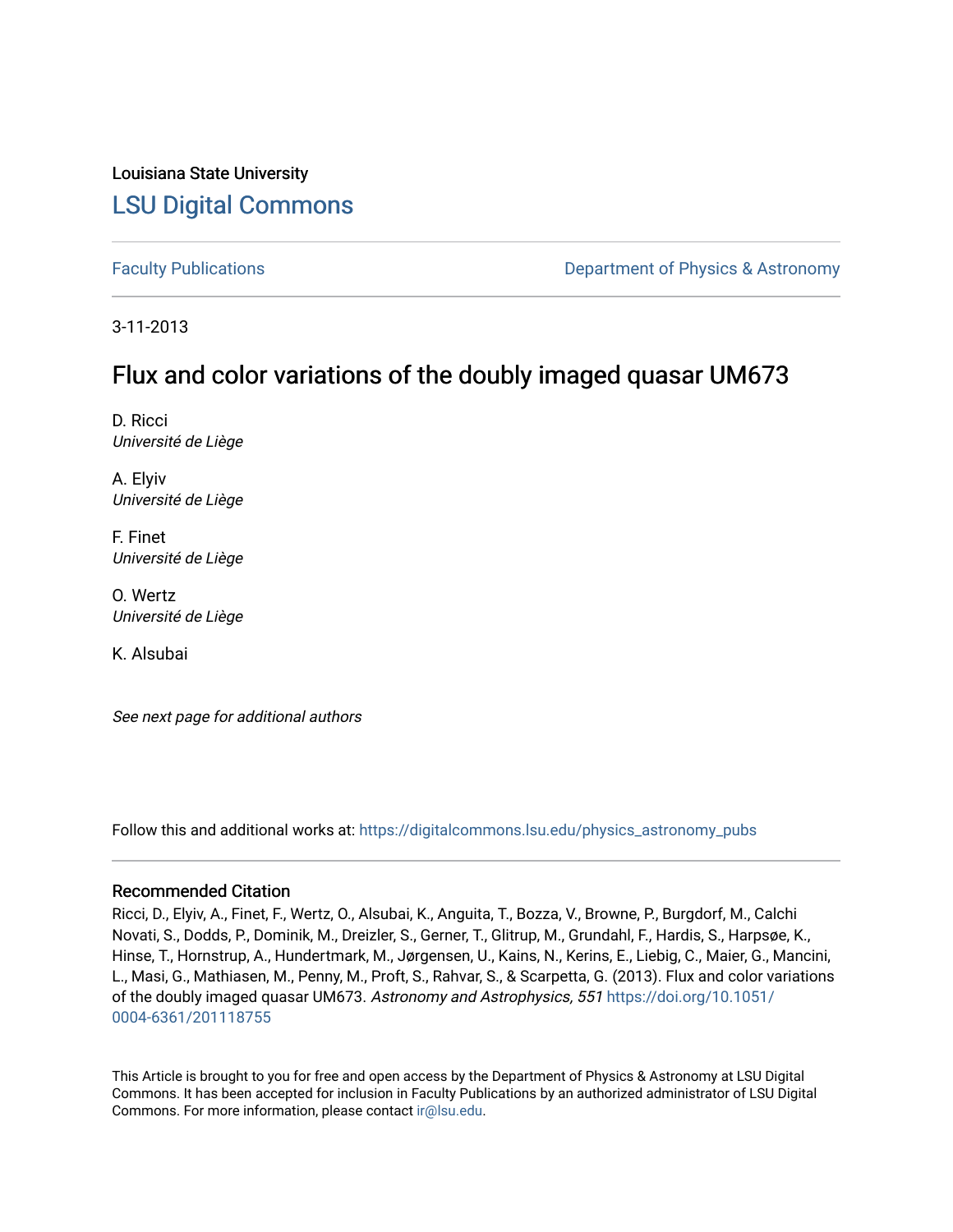Louisiana State University

# LSU Digital Commons

Faculty Publications

Department of Physics & Astronomy

3-11-2013

## Flux and color variations of the doubly imaged quasar UM673

D. Ricci
*Université de Liège*

A. Elyiv
*Université de Liège*

F. Finet
*Université de Liège*

O. Wertz
*Université de Liège*

K. Alsubai

*See next page for additional authors*

Follow this and additional works at: https://digitalcommons.lsu.edu/physics_astronomy_pubs

### Recommended Citation

Ricci, D., Elyiv, A., Finet, F., Wertz, O., Alsubai, K., Anguita, T., Bozza, V., Browne, P., Burgdorf, M., Calchi Novati, S., Dodds, P., Dominik, M., Dreizler, S., Gerner, T., Glitrup, M., Grundahl, F., Hardis, S., Harpsøe, K., Hinse, T., Hornstrup, A., Hundertmark, M., Jørgensen, U., Kains, N., Kerins, E., Liebig, C., Maier, G., Mancini, L., Masi, G., Mathiasen, M., Penny, M., Proft, S., Rahvar, S., & Scarpetta, G. (2013). Flux and color variations of the doubly imaged quasar UM673. *Astronomy and Astrophysics, 551* https://doi.org/10.1051/0004-6361/201118755

This Article is brought to you for free and open access by the Department of Physics & Astronomy at LSU Digital Commons. It has been accepted for inclusion in Faculty Publications by an authorized administrator of LSU Digital Commons. For more information, please contact ir@lsu.edu.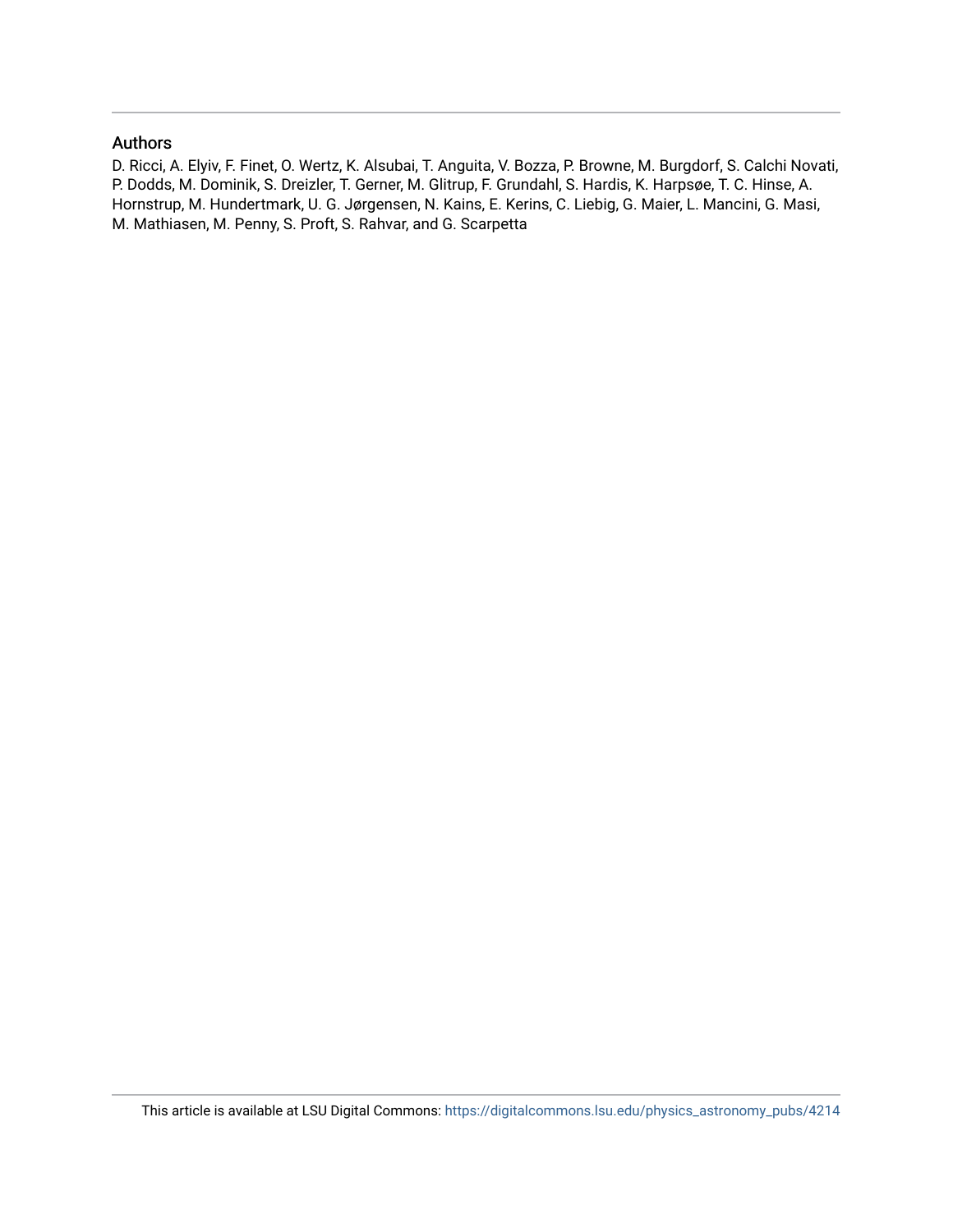## Authors

D. Ricci, A. Elyiv, F. Finet, O. Wertz, K. Alsubai, T. Anguita, V. Bozza, P. Browne, M. Burgdorf, S. Calchi Novati, P. Dodds, M. Dominik, S. Dreizler, T. Gerner, M. Glitrup, F. Grundahl, S. Hardis, K. Harpsøe, T. C. Hinse, A. Hornstrup, M. Hundertmark, U. G. Jørgensen, N. Kains, E. Kerins, C. Liebig, G. Maier, L. Mancini, G. Masi, M. Mathiasen, M. Penny, S. Proft, S. Rahvar, and G. Scarpetta

This article is available at LSU Digital Commons: https://digitalcommons.lsu.edu/physics_astronomy_pubs/4214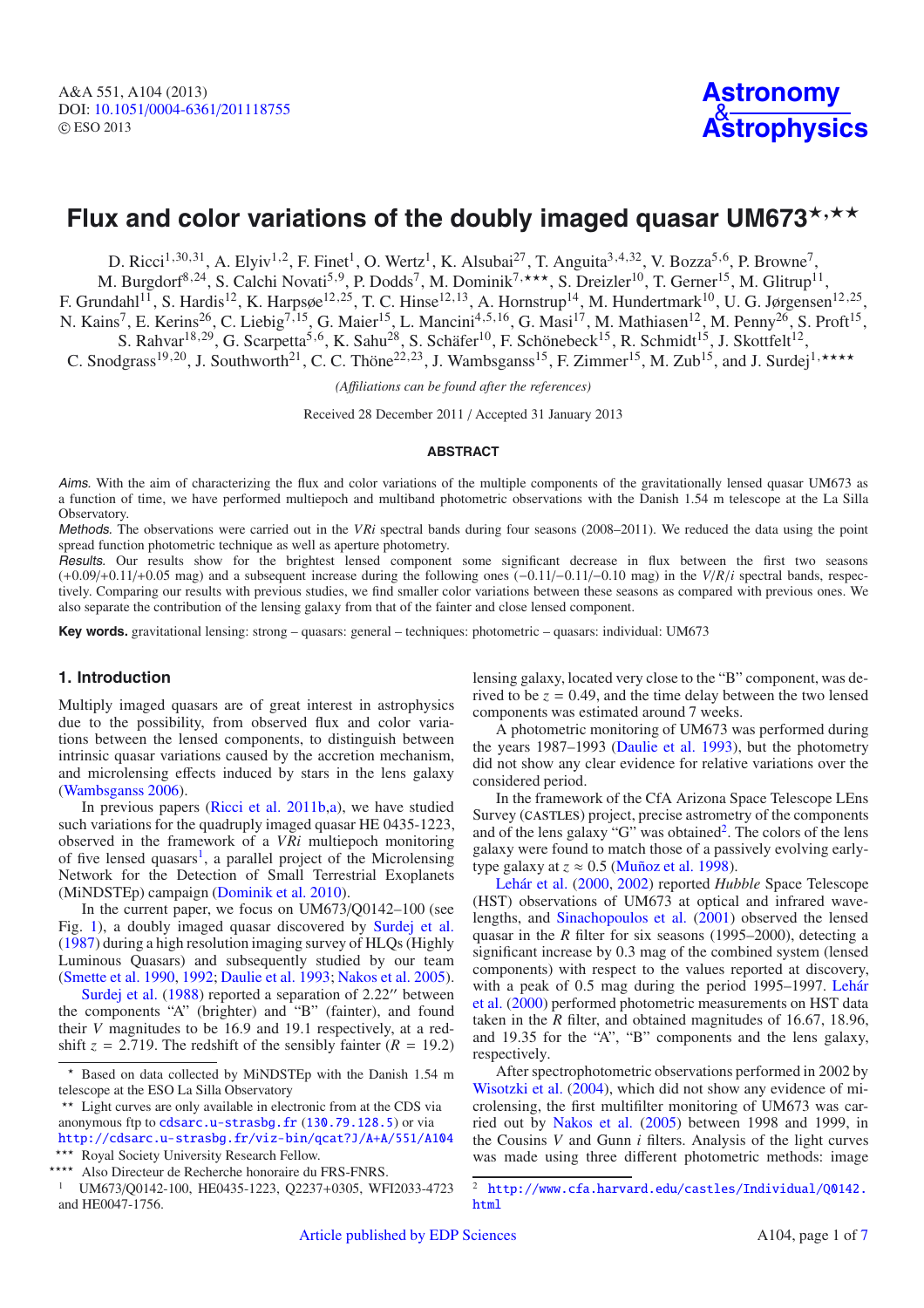# Flux and color variations of the doubly imaged quasar UM673[⋆,⋆⋆]

D. Ricci[1,30,31], A. Elyiv[1,2], F. Finet[1], O. Wertz[1], K. Alsubai[27], T. Anguita[3,4,32], V. Bozza[5,6], P. Browne[7], M. Burgdorf[8,24], S. Calchi Novati[5,9], P. Dodds[7], M. Dominik[7,⋆⋆⋆], S. Dreizler[10], T. Gerner[15], M. Glitrup[11], F. Grundahl[11], K. Harpsøe[12,25], T. C. Hinse[12,13], A. Hornstrup[14], M. Hundertmark[10], U. G. Jørgensen[12,25], N. Kains[7], E. Kerins[26], C. Liebig[7,15], G. Maier[15], L. Mancini[4,5,16], G. Masi[17], M. Mathiasen[12], M. Penny[26], S. Proft[15], S. Rahvar[18,29], G. Scarpetta[5,6], K. Sahu[28], S. Schäfer[10], F. Schönebeck[15], R. Schmidt[15], J. Skottfelt[12], C. Snodgrass[19,20], J. Southworth[21], C. C. Thöne[22,23], J. Wambsganss[15], F. Zimmer[15], M. Zub[15], and J. Surdej[1,⋆⋆⋆⋆]

*(Affiliations can be found after the references)*

Received 28 December 2011 / Accepted 31 January 2013

## ABSTRACT

*Aims.* With the aim of characterizing the flux and color variations of the multiple components of the gravitationally lensed quasar UM673 as a function of time, we have performed multiepoch and multiband photometric observations with the Danish 1.54 m telescope at the La Silla Observatory.

*Methods.* The observations were carried out in the *VRi* spectral bands during four seasons (2008–2011). We reduced the data using the point spread function photometric technique as well as aperture photometry.

*Results.* Our results show for the brightest lensed component some significant decrease in flux between the first two seasons (+0.09/+0.11/+0.05 mag) and a subsequent increase during the following ones (−0.11/−0.11/−0.10 mag) in the *V*/*R*/*i* spectral bands, respectively. Comparing our results with previous studies, we find smaller color variations between these seasons as compared with previous ones. We also separate the contribution of the lensing galaxy from that of the fainter and close lensed component.

**Key words.** gravitational lensing: strong – quasars: general – techniques: photometric – quasars: individual: UM673

## 1. Introduction

Multiply imaged quasars are of great interest in astrophysics due to the possibility, from observed flux and color variations between the lensed components, to distinguish between intrinsic quasar variations caused by the accretion mechanism, and microlensing effects induced by stars in the lens galaxy (Wambsganss 2006).

In previous papers (Ricci et al. 2011b,a), we have studied such variations for the quadruply imaged quasar HE 0435-1223, observed in the framework of a *VRi* multiepoch monitoring of five lensed quasars[1], a parallel project of the Microlensing Network for the Detection of Small Terrestrial Exoplanets (MiNDSTEp) campaign (Dominik et al. 2010).

In the current paper, we focus on UM673/Q0142−100 (see Fig. 1), a doubly imaged quasar discovered by Surdej et al. (1987) during a high resolution imaging survey of HLQs (Highly Luminous Quasars) and subsequently studied by our team (Smette et al. 1990, 1992; Daulie et al. 1993; Nakos et al. 2005). Surdej et al. (1988) reported a separation of 2.22′′ between the components "A" (brighter) and "B" (fainter), and found their *V* magnitudes to be 16.9 and 19.1 respectively, at a redshift $z = 2.719$. The redshift of the sensibly fainter ($R = 19.2$) lensing galaxy, located very close to the "B" component, was derived to be $z = 0.49$, and the time delay between the two lensed components was estimated around 7 weeks.

A photometric monitoring of UM673 was performed during the years 1987–1993 (Daulie et al. 1993), but the photometry did not show any clear evidence for relative variations over the considered period.

In the framework of the CfA Arizona Space Telescope LEns Survey (CASTLES) project, precise astrometry of the components and of the lens galaxy "G" was obtained[2]. The colors of the lens galaxy were found to match those of a passively evolving early-type galaxy at $z \approx 0.5$ (Muñoz et al. 1998).

Lehár et al. (2000, 2002) reported *Hubble* Space Telescope (HST) observations of UM673 at optical and infrared wavelengths, and Sinachopoulos et al. (2001) observed the lensed quasar in the *R* filter for six seasons (1995–2000), detecting a significant increase by 0.3 mag of the combined system (lensed components) with respect to the values reported at discovery, with a peak of 0.5 mag during the period 1995–1997. Lehár et al. (2000) performed photometric measurements on HST data taken in the *R* filter, and obtained magnitudes of 16.67, 18.96, and 19.35 for the "A", "B" components and the lens galaxy, respectively.

After spectrophotometric observations performed in 2002 by Wisotzki et al. (2004), which did not show any evidence of microlensing, the first multifilter monitoring of UM673 was carried out by Nakos et al. (2005) between 1998 and 1999, in the Cousins *V* and Gunn *i* filters. Analysis of the light curves was made using three different photometric methods: image

---

⋆ Based on data collected by MiNDSTEp with the Danish 1.54 m telescope at the ESO La Silla Observatory.

⋆⋆ Light curves are only available in electronic form at the CDS via anonymous ftp to cdsarc.u-strasbg.fr (130.79.128.5) or via http://cdsarc.u-strasbg.fr/viz-bin/qcat?J/A+A/551/A104

⋆⋆⋆ Royal Society University Research Fellow.

⋆⋆⋆⋆ Also Directeur de Recherche honoraire du FRS-FNRS.

[1] UM673/Q0142-100, HE0435-1223, Q2237+0305, WFI2033-4723 and HE0047-1756.

[2] http://www.cfa.harvard.edu/castles/Individual/Q0142.html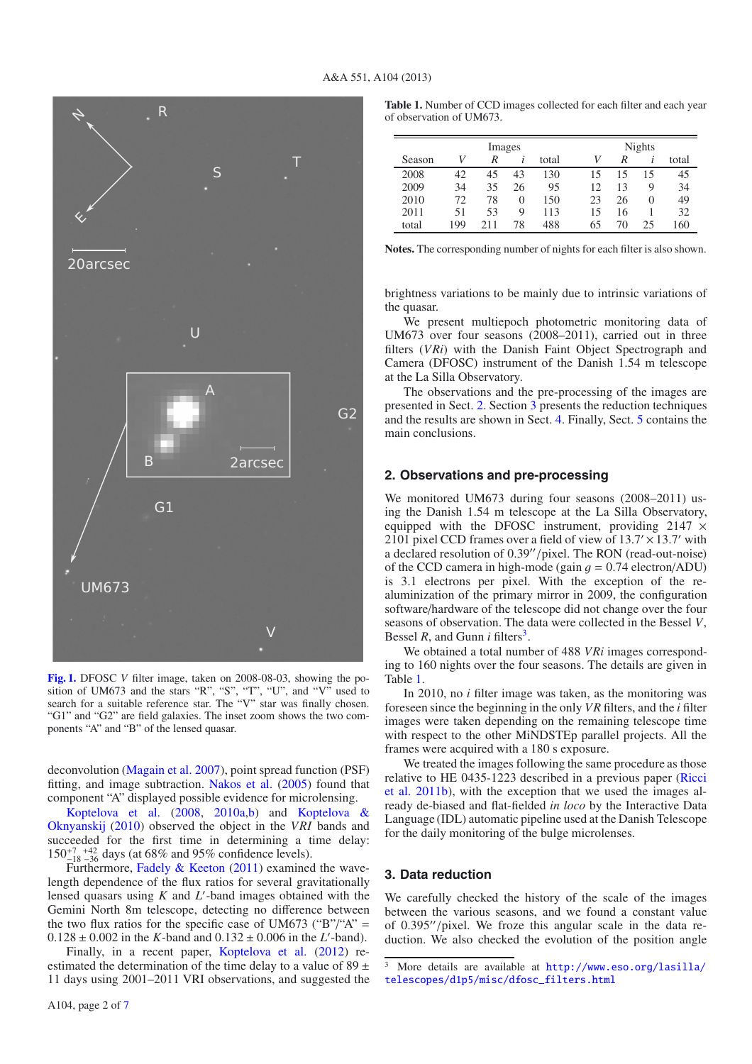Fig. 1. DFOSC $V$ filter image, taken on 2008-08-03, showing the position of UM673 and the stars "R", "S", "T", "U", and "V" used to search for a suitable reference star. The "V" star was finally chosen. "G1" and "G2" are field galaxies. The inset zoom shows the two components "A" and "B" of the lensed quasar.

deconvolution (Magain et al. 2007), point spread function (PSF) fitting, and image subtraction. Nakos et al. (2005) found that component "A" displayed possible evidence for microlensing.

Koptelova et al. (2008, 2010a,b) and Koptelova & Oknyanskij (2010) observed the object in the $VRI$ bands and succeeded for the first time in determining a time delay: $150^{+7}_{-18}{}^{+42}_{-36}$ days (at 68% and 95% confidence levels).

Furthermore, Fadely & Keeton (2011) examined the wavelength dependence of the flux ratios for several gravitationally lensed quasars using $K$ and $L'$-band images obtained with the Gemini North 8m telescope, detecting no difference between the two flux ratios for the specific case of UM673 ("B"/"A" = $0.128 \pm 0.002$ in the $K$-band and $0.132 \pm 0.006$ in the $L'$-band).

Finally, in a recent paper, Koptelova et al. (2012) re-estimated the determination of the time delay to a value of $89 \pm 11$ days using 2001–2011 VRI observations, and suggested the brightness variations to be mainly due to intrinsic variations of the quasar.

We present multiepoch photometric monitoring data of UM673 over four seasons (2008–2011), carried out in three filters ($VRi$) with the Danish Faint Object Spectrograph and Camera (DFOSC) instrument of the Danish 1.54 m telescope at the La Silla Observatory.

The observations and the pre-processing of the images are presented in Sect. 2. Section 3 presents the reduction techniques and the results are shown in Sect. 4. Finally, Sect. 5 contains the main conclusions.

**Table 1.** Number of CCD images collected for each filter and each year of observation of UM673.

| Season | Images | | | | Nights | | | |
|---|---|---|---|---|---|---|---|---|
| | $V$ | $R$ | $i$ | total | $V$ | $R$ | $i$ | total |
| 2008 | 42 | 45 | 43 | 130 | 15 | 15 | 15 | 45 |
| 2009 | 34 | 35 | 26 | 95 | 12 | 13 | 9 | 34 |
| 2010 | 72 | 78 | 0 | 150 | 23 | 26 | 0 | 49 |
| 2011 | 51 | 53 | 9 | 113 | 15 | 16 | 1 | 32 |
| total | 199 | 211 | 78 | 488 | 65 | 70 | 25 | 160 |

**Notes.** The corresponding number of nights for each filter is also shown.

## 2. Observations and pre-processing

We monitored UM673 during four seasons (2008–2011) using the Danish 1.54 m telescope at the La Silla Observatory, equipped with the DFOSC instrument, providing 2147 × 2101 pixel CCD frames over a field of view of $13.7' \times 13.7'$ with a declared resolution of $0.39''$/pixel. The RON (read-out-noise) of the CCD camera in high-mode (gain $g = 0.74$ electron/ADU) is 3.1 electrons per pixel. With the exception of the re-aluminization of the primary mirror in 2009, the configuration software/hardware of the telescope did not change over the four seasons of observation. The data were collected in the Bessel $V$, Bessel $R$, and Gunn $i$ filters[3].

We obtained a total number of 488 $VRi$ images corresponding to 160 nights over the four seasons. The details are given in Table 1.

In 2010, no $i$ filter image was taken, as the monitoring was foreseen since the beginning in the only $VR$ filters, and the $i$ filter images were taken depending on the remaining telescope time with respect to the other MiNDSTEp parallel projects. All the frames were acquired with a 180 s exposure.

We treated the images following the same procedure as those relative to HE 0435-1223 described in a previous paper (Ricci et al. 2011b), with the exception that we used the images already de-biased and flat-fielded *in loco* by the Interactive Data Language (IDL) automatic pipeline used at the Danish Telescope for the daily monitoring of the bulge microlenses.

## 3. Data reduction

We carefully checked the history of the scale of the images between the various seasons, and we found a constant value of $0.395''$/pixel. We froze this angular scale in the data reduction. We also checked the evolution of the position angle

[3] More details are available at http://www.eso.org/lasilla/telescopes/d1p5/misc/dfosc_filters.html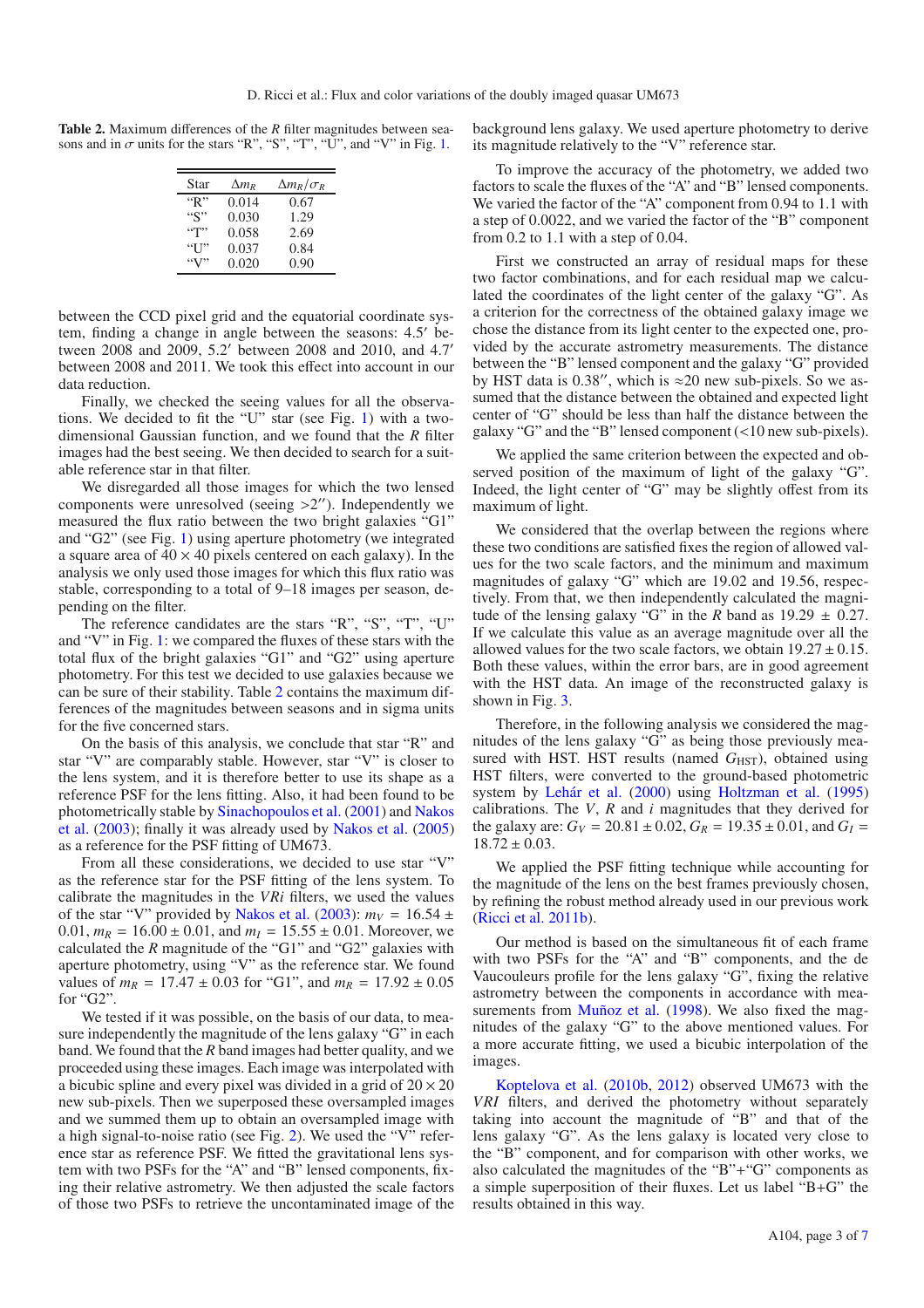**Table 2.** Maximum differences of the $R$ filter magnitudes between seasons and in $\sigma$ units for the stars "R", "S", "T", "U", and "V" in Fig. 1.

| Star | $\Delta m_R$ | $\Delta m_R/\sigma_R$ |
|---|---|---|
| "R" | 0.014 | 0.67 |
| "S" | 0.030 | 1.29 |
| "T" | 0.058 | 2.69 |
| "U" | 0.037 | 0.84 |
| "V" | 0.020 | 0.90 |

between the CCD pixel grid and the equatorial coordinate system, finding a change in angle between the seasons: 4.5′ between 2008 and 2009, 5.2′ between 2008 and 2010, and 4.7′ between 2008 and 2011. We took this effect into account in our data reduction.

Finally, we checked the seeing values for all the observations. We decided to fit the "U" star (see Fig. 1) with a two-dimensional Gaussian function, and we found that the $R$ filter images had the best seeing. We then decided to search for a suitable reference star in that filter.

We disregarded all those images for which the two lensed components were unresolved (seeing >2″). Independently we measured the flux ratio between the two bright galaxies "G1" and "G2" (see Fig. 1) using aperture photometry (we integrated a square area of $40 \times 40$ pixels centered on each galaxy). In the analysis we only used those images for which this flux ratio was stable, corresponding to a total of 9–18 images per season, depending on the filter.

The reference candidates are the stars "R", "S", "T", "U" and "V" in Fig. 1: we compared the fluxes of these stars with the total flux of the bright galaxies "G1" and "G2" using aperture photometry. For this test we decided to use galaxies because we can be sure of their stability. Table 2 contains the maximum differences of the magnitudes between seasons and in sigma units for the five concerned stars.

On the basis of this analysis, we conclude that star "R" and star "V" are comparably stable. However, star "V" is closer to the lens system, and it is therefore better to use its shape as a reference PSF for the lens fitting. Also, it had been found to be photometrically stable by Sinachopoulos et al. (2001) and Nakos et al. (2003); finally it was already used by Nakos et al. (2005) as a reference for the PSF fitting of UM673.

From all these considerations, we decided to use star "V" as the reference star for the PSF fitting of the lens system. To calibrate the magnitudes in the *VRi* filters, we used the values of the star "V" provided by Nakos et al. (2003): $m_V = 16.54 \pm 0.01$, $m_R = 16.00 \pm 0.01$, and $m_I = 15.55 \pm 0.01$. Moreover, we calculated the $R$ magnitude of the "G1" and "G2" galaxies with aperture photometry, using "V" as the reference star. We found values of $m_R = 17.47 \pm 0.03$ for "G1", and $m_R = 17.92 \pm 0.05$ for "G2".

We tested if it was possible, on the basis of our data, to measure independently the magnitude of the lens galaxy "G" in each band. We found that the $R$ band images had better quality, and we proceeded using these images. Each image was interpolated with a bicubic spline and every pixel was divided in a grid of $20 \times 20$ new sub-pixels. Then we superposed these oversampled images and we summed them up to obtain an oversampled image with a high signal-to-noise ratio (see Fig. 2). We used the "V" reference star as reference PSF. We fitted the gravitational lens system with two PSFs for the "A" and "B" lensed components, fixing their relative astrometry. We then adjusted the scale factors of those two PSFs to retrieve the uncontaminated image of the background lens galaxy. We used aperture photometry to derive its magnitude relatively to the "V" reference star.

To improve the accuracy of the photometry, we added two factors to scale the fluxes of the "A" and "B" lensed components. We varied the factor of the "A" component from 0.94 to 1.1 with a step of 0.0022, and we varied the factor of the "B" component from 0.2 to 1.1 with a step of 0.04.

First we constructed an array of residual maps for these two factor combinations, and for each residual map we calculated the coordinates of the light center of the galaxy "G". As a criterion for the correctness of the obtained galaxy image we chose the distance from its light center to the expected one, provided by the accurate astrometry measurements. The distance between the "B" lensed component and the galaxy "G" provided by HST data is 0.38″, which is ≈20 new sub-pixels. So we assumed that the distance between the obtained and expected light center of "G" should be less than half the distance between the galaxy "G" and the "B" lensed component (<10 new sub-pixels).

We applied the same criterion between the expected and observed position of the maximum of light of the galaxy "G". Indeed, the light center of "G" may be slightly offest from its maximum of light.

We considered that the overlap between the regions where these two conditions are satisfied fixes the region of allowed values for the two scale factors, and the minimum and maximum magnitudes of galaxy "G" which are 19.02 and 19.56, respectively. From that, we then independently calculated the magnitude of the lensing galaxy "G" in the $R$ band as $19.29 \pm 0.27$. If we calculate this value as an average magnitude over all the allowed values for the two scale factors, we obtain $19.27 \pm 0.15$. Both these values, within the error bars, are in good agreement with the HST data. An image of the reconstructed galaxy is shown in Fig. 3.

Therefore, in the following analysis we considered the magnitudes of the lens galaxy "G" as being those previously measured with HST. HST results (named $G_{\mathrm{HST}}$), obtained using HST filters, were converted to the ground-based photometric system by Lehár et al. (2000) using Holtzman et al. (1995) calibrations. The $V$, $R$ and $i$ magnitudes that they derived for the galaxy are: $G_V = 20.81 \pm 0.02$, $G_R = 19.35 \pm 0.01$, and $G_I = 18.72 \pm 0.03$.

We applied the PSF fitting technique while accounting for the magnitude of the lens on the best frames previously chosen, by refining the robust method already used in our previous work (Ricci et al. 2011b).

Our method is based on the simultaneous fit of each frame with two PSFs for the "A" and "B" components, and the de Vaucouleurs profile for the lens galaxy "G", fixing the relative astrometry between the components in accordance with measurements from Muñoz et al. (1998). We also fixed the magnitudes of the galaxy "G" to the above mentioned values. For a more accurate fitting, we used a bicubic interpolation of the images.

Koptelova et al. (2010b, 2012) observed UM673 with the *VRI* filters, and derived the photometry without separately taking into account the magnitude of "B" and that of the lens galaxy "G". As the lens galaxy is located very close to the "B" component, and for comparison with other works, we also calculated the magnitudes of the "B"+"G" components as a simple superposition of their fluxes. Let us label "B+G" the results obtained in this way.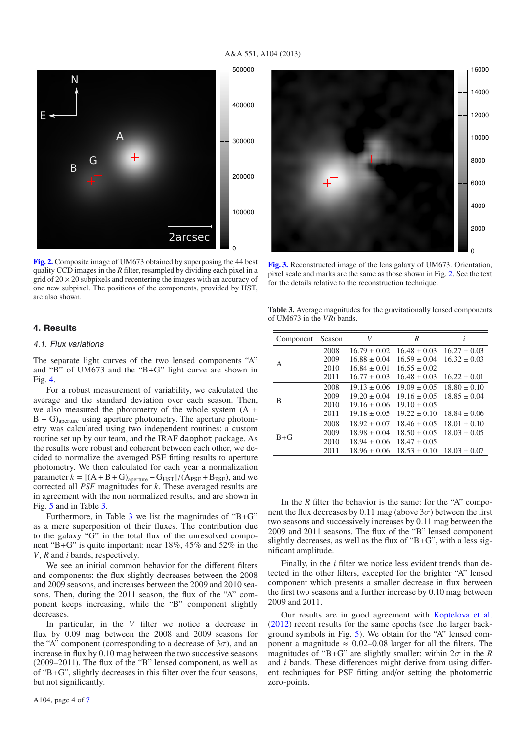Fig. 2. Composite image of UM673 obtained by superposing the 44 best quality CCD images in the $R$ filter, resampled by dividing each pixel in a grid of $20 \times 20$ subpixels and recentering the images with an accuracy of one new subpixel. The positions of the components, provided by HST, are also shown.

Fig. 3. Reconstructed image of the lens galaxy of UM673. Orientation, pixel scale and marks are the same as those shown in Fig. 2. See the text for the details relative to the reconstruction technique.

## 4. Results

### 4.1. Flux variations

The separate light curves of the two lensed components "A" and "B" of UM673 and the "B+G" light curve are shown in Fig. 4.

For a robust measurement of variability, we calculated the average and the standard deviation over each season. Then, we also measured the photometry of the whole system $(A + B + G)_{\rm aperture}$ using aperture photometry. The aperture photometry was calculated using two independent routines: a custom routine set up by our team, and the IRAF daophot package. As the results were robust and coherent between each other, we decided to normalize the averaged PSF fitting results to aperture photometry. We then calculated for each year a normalization parameter $k = [(A+B+G)_{\rm aperture} - G_{\rm HST}]/(A_{\rm PSF} + B_{\rm PSF})$, and we corrected all *PSF* magnitudes for $k$. These averaged results are in agreement with the non normalized results, and are shown in Fig. 5 and in Table 3.

Furthermore, in Table 3 we list the magnitudes of "B+G" as a mere superposition of their fluxes. The contribution due to the galaxy "G" in the total flux of the unresolved component "B+G" is quite important: near 18%, 45% and 52% in the $V$, $R$ and $i$ bands, respectively.

We see an initial common behavior for the different filters and components: the flux slightly decreases between the 2008 and 2009 seasons, and increases between the 2009 and 2010 seasons. Then, during the 2011 season, the flux of the "A" component keeps increasing, while the "B" component slightly decreases.

In particular, in the $V$ filter we notice a decrease in flux by 0.09 mag between the 2008 and 2009 seasons for the "A" component (corresponding to a decrease of $3\sigma$), and an increase in flux by 0.10 mag between the two successive seasons (2009–2011). The flux of the "B" lensed component, as well as of "B+G", slightly decreases in this filter over the four seasons, but not significantly.

**Table 3.** Average magnitudes for the gravitationally lensed components of UM673 in the $VRi$ bands.

| Component | Season | $V$ | $R$ | $i$ |
|---|---|---|---|---|
| A | 2008 | 16.79 ± 0.02 | 16.48 ± 0.03 | 16.27 ± 0.03 |
| | 2009 | 16.88 ± 0.04 | 16.59 ± 0.04 | 16.32 ± 0.03 |
| | 2010 | 16.84 ± 0.01 | 16.55 ± 0.02 | |
| | 2011 | 16.77 ± 0.03 | 16.48 ± 0.03 | 16.22 ± 0.01 |
| B | 2008 | 19.13 ± 0.06 | 19.09 ± 0.05 | 18.80 ± 0.10 |
| | 2009 | 19.20 ± 0.04 | 19.16 ± 0.05 | 18.85 ± 0.04 |
| | 2010 | 19.16 ± 0.06 | 19.10 ± 0.05 | |
| | 2011 | 19.18 ± 0.05 | 19.22 ± 0.10 | 18.84 ± 0.06 |
| B+G | 2008 | 18.92 ± 0.07 | 18.46 ± 0.05 | 18.01 ± 0.10 |
| | 2009 | 18.98 ± 0.04 | 18.50 ± 0.05 | 18.03 ± 0.05 |
| | 2010 | 18.94 ± 0.06 | 18.47 ± 0.05 | |
| | 2011 | 18.96 ± 0.06 | 18.53 ± 0.10 | 18.03 ± 0.07 |

In the $R$ filter the behavior is the same: for the "A" component the flux decreases by 0.11 mag (above $3\sigma$) between the first two seasons and successively increases by 0.11 mag between the 2009 and 2011 seasons. The flux of the "B" lensed component slightly decreases, as well as the flux of "B+G", with a less significant amplitude.

Finally, in the $i$ filter we notice less evident trends than detected in the other filters, excepted for the brighter "A" lensed component which presents a smaller decrease in flux between the first two seasons and a further increase by 0.10 mag between 2009 and 2011.

Our results are in good agreement with Koptelova et al. (2012) recent results for the same epochs (see the larger background symbols in Fig. 5). We obtain for the "A" lensed component a magnitude $\approx$ 0.02–0.08 larger for all the filters. The magnitudes of "B+G" are slightly smaller: within $2\sigma$ in the $R$ and $i$ bands. These differences might derive from using different techniques for PSF fitting and/or setting the photometric zero-points.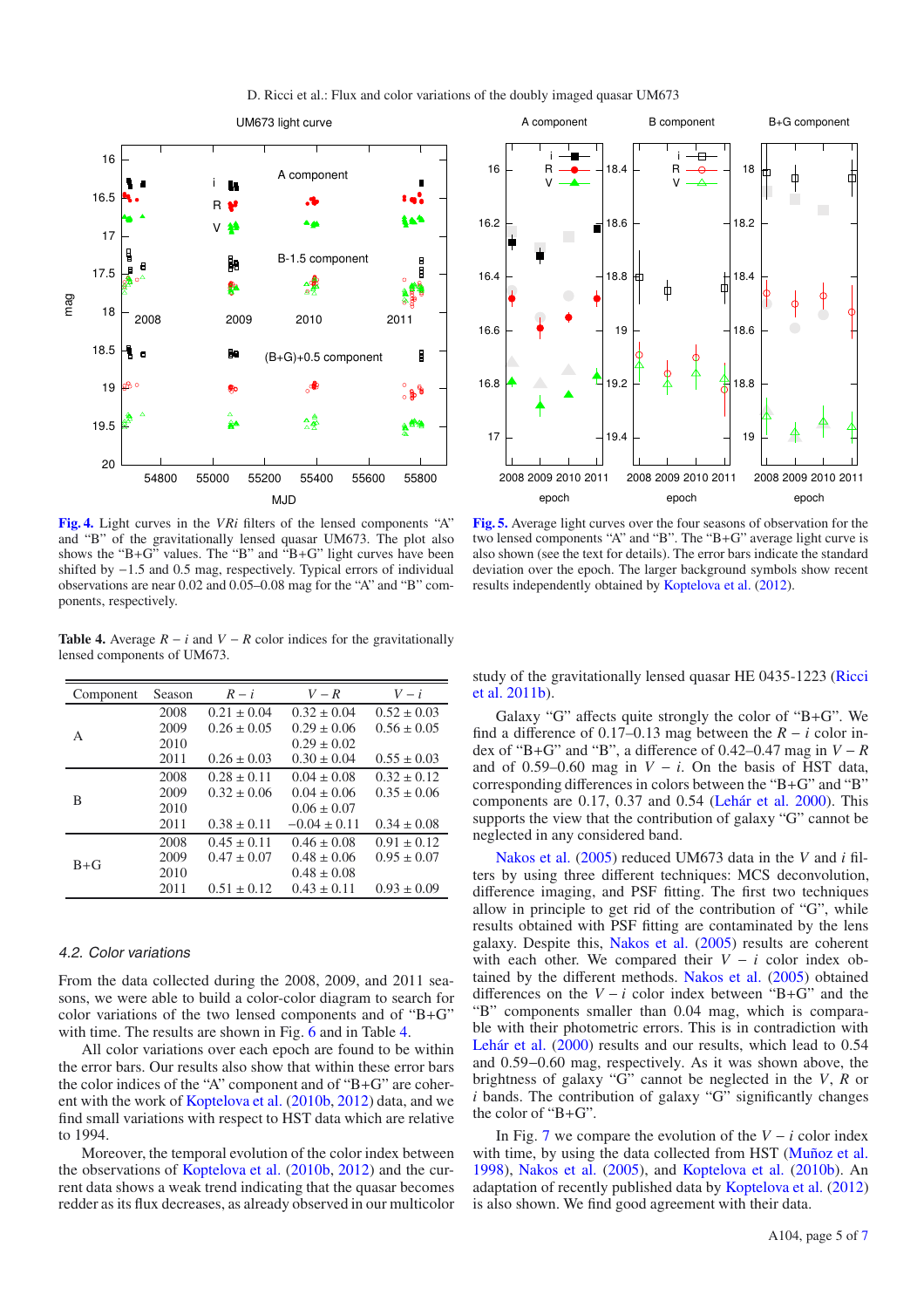**Fig. 4.** Light curves in the *VRi* filters of the lensed components "A" and "B" of the gravitationally lensed quasar UM673. The plot also shows the "B+G" values. The "B" and "B+G" light curves have been shifted by −1.5 and 0.5 mag, respectively. Typical errors of individual observations are near 0.02 and 0.05–0.08 mag for the "A" and "B" components, respectively.

**Fig. 5.** Average light curves over the four seasons of observation for the two lensed components "A" and "B". The "B+G" average light curve is also shown (see the text for details). The error bars indicate the standard deviation over the epoch. The larger background symbols show recent results independently obtained by Koptelova et al. (2012).

**Table 4.** Average $R-i$ and $V-R$ color indices for the gravitationally lensed components of UM673.

| Component | Season | $R-i$ | $V-R$ | $V-i$ |
|---|---|---|---|---|
| A | 2008 | $0.21 \pm 0.04$ | $0.32 \pm 0.04$ | $0.52 \pm 0.03$ |
| | 2009 | $0.26 \pm 0.05$ | $0.29 \pm 0.06$ | $0.56 \pm 0.05$ |
| | 2010 | | $0.29 \pm 0.02$ | |
| | 2011 | $0.26 \pm 0.03$ | $0.30 \pm 0.04$ | $0.55 \pm 0.03$ |
| B | 2008 | $0.28 \pm 0.11$ | $0.04 \pm 0.08$ | $0.32 \pm 0.12$ |
| | 2009 | $0.32 \pm 0.06$ | $0.04 \pm 0.06$ | $0.35 \pm 0.06$ |
| | 2010 | | $0.06 \pm 0.07$ | |
| | 2011 | $0.38 \pm 0.11$ | $-0.04 \pm 0.11$ | $0.34 \pm 0.08$ |
| B+G | 2008 | $0.45 \pm 0.11$ | $0.46 \pm 0.08$ | $0.91 \pm 0.12$ |
| | 2009 | $0.47 \pm 0.07$ | $0.48 \pm 0.06$ | $0.95 \pm 0.07$ |
| | 2010 | | $0.48 \pm 0.08$ | |
| | 2011 | $0.51 \pm 0.12$ | $0.43 \pm 0.11$ | $0.93 \pm 0.09$ |

### 4.2. Color variations

From the data collected during the 2008, 2009, and 2011 seasons, we were able to build a color-color diagram to search for color variations of the two lensed components and of "B+G" with time. The results are shown in Fig. 6 and in Table 4.

All color variations over each epoch are found to be within the error bars. Our results also show that within these error bars the color indices of the "A" component and of "B+G" are coherent with the work of Koptelova et al. (2010b, 2012) data, and we find small variations with respect to HST data which are relative to 1994.

Moreover, the temporal evolution of the color index between the observations of Koptelova et al. (2010b, 2012) and the current data shows a weak trend indicating that the quasar becomes redder as its flux decreases, as already observed in our multicolor study of the gravitationally lensed quasar HE 0435-1223 (Ricci et al. 2011b).

Galaxy "G" affects quite strongly the color of "B+G". We find a difference of 0.17–0.13 mag between the $R-i$ color index of "B+G" and "B", a difference of 0.42–0.47 mag in $V-R$ and of 0.59–0.60 mag in $V-i$. On the basis of HST data, corresponding differences in colors between the "B+G" and "B" components are 0.17, 0.37 and 0.54 (Lehár et al. 2000). This supports the view that the contribution of galaxy "G" cannot be neglected in any considered band.

Nakos et al. (2005) reduced UM673 data in the $V$ and $i$ filters by using three different techniques: MCS deconvolution, difference imaging, and PSF fitting. The first two techniques allow in principle to get rid of the contribution of "G", while results obtained with PSF fitting are contaminated by the lens galaxy. Despite this, Nakos et al. (2005) results are coherent with each other. We compared their $V-i$ color index obtained by the different methods. Nakos et al. (2005) obtained differences on the $V-i$ color index between "B+G" and the "B" components smaller than 0.04 mag, which is comparable with their photometric errors. This is in contradiction with Lehár et al. (2000) results and our results, which lead to 0.54 and 0.59–0.60 mag, respectively. As it was shown above, the brightness of galaxy "G" cannot be neglected in the $V$, $R$ or $i$ bands. The contribution of galaxy "G" significantly changes the color of "B+G".

In Fig. 7 we compare the evolution of the $V-i$ color index with time, by using the data collected from HST (Muñoz et al. 1998), Nakos et al. (2005), and Koptelova et al. (2010b). An adaptation of recently published data by Koptelova et al. (2012) is also shown. We find good agreement with their data.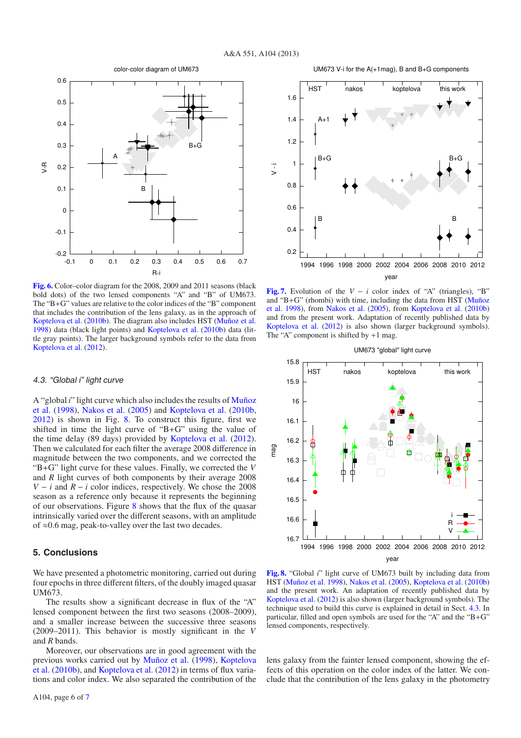**Fig. 6.** Color–color diagram for the 2008, 2009 and 2011 seasons (black bold dots) of the two lensed components "A" and "B" of UM673. The "B+G" values are relative to the color indices of the "B" component that includes the contribution of the lens galaxy, as in the approach of Koptelova et al. (2010b). The diagram also includes HST (Muñoz et al. 1998) data (black light points) and Koptelova et al. (2010b) data (little gray points). The larger background symbols refer to the data from Koptelova et al. (2012).

**Fig. 7.** Evolution of the $V - i$ color index of "A" (triangles), "B" and "B+G" (rhombi) with time, including the data from HST (Muñoz et al. 1998), from Nakos et al. (2005), from Koptelova et al. (2010b) and from the present work. Adaptation of recently published data by Koptelova et al. (2012) is also shown (larger background symbols). The "A" component is shifted by +1 mag.

### 4.3. "Global $i$" light curve

A "global $i$" light curve which also includes the results of Muñoz et al. (1998), Nakos et al. (2005) and Koptelova et al. (2010b, 2012) is shown in Fig. 8. To construct this figure, first we shifted in time the light curve of "B+G" using the time delay (89 days) provided by Koptelova et al. (2012). Then we calculated for each filter the average 2008 difference in magnitude between the two components, and we corrected the "B+G" light curve for these values. Finally, we corrected the $V$ and $R$ light curves of both components by their average 2008 $V - i$ and $R - i$ color indices, respectively. We chose the 2008 season as a reference only because it represents the beginning of our observations. Figure 8 shows that the flux of the quasar intrinsically varied over the different seasons, with an amplitude of ≈0.6 mag, peak-to-valley over the last two decades.

## 5. Conclusions

We have presented a photometric monitoring, carried out during four epochs in three different filters, of the doubly imaged quasar UM673.

The results show a significant decrease in flux of the "A" lensed component between the first two seasons (2008–2009), and a smaller increase between the successive three seasons (2009–2011). This behavior is mostly significant in the $V$ and $R$ bands.

Moreover, our observations are in good agreement with the previous works carried out by Muñoz et al. (1998), Koptelova et al. (2010b), and Koptelova et al. (2012) in terms of flux variations and color index. We also separated the contribution of the lens galaxy from the fainter lensed component, showing the effects of this operation on the color index of the latter. We conclude that the contribution of the lens galaxy in the photometry

**Fig. 8.** "Global $i$" light curve of UM673 built by including data from HST (Muñoz et al. 1998), Nakos et al. (2005), Koptelova et al. (2010b) and the present work. An adaptation of recently published data by Koptelova et al. (2012) is also shown (larger background symbols). The technique used to build this curve is explained in detail in Sect. 4.3. In particular, filled and open symbols are used for the "A" and the "B+G" lensed components, respectively.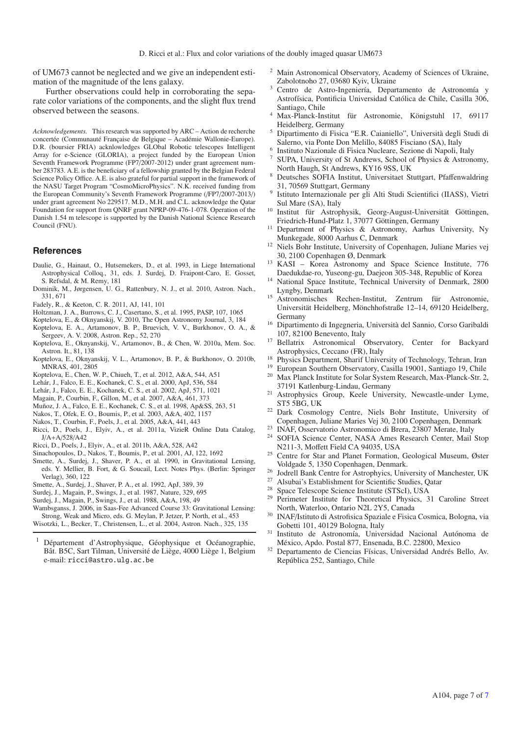of UM673 cannot be neglected and we give an independent estimation of the magnitude of the lens galaxy.

Further observations could help in corroborating the separate color variations of the components, and the slight flux trend observed between the seasons.

*Acknowledgements.* This research was supported by ARC – Action de recherche concertée (Communauté Française de Belgique – Académie Wallonie-Europe). D.R. (boursier FRIA) acknlowledges GLObal Robotic telescopes Intelligent Array for e-Science (GLORIA), a project funded by the European Union Seventh Framework Programme (FP7/2007-2012) under grant agreement number 283783. A.E. is the beneficiary of a fellowship granted by the Belgian Federal Science Policy Office. A.E. is also grateful for partial support in the framework of the NASU Target Program "CosmoMicroPhysics". N.K. received funding from the European Community's Seventh Framework Programme (/FP7/2007-2013/) under grant agreement No 229517. M.D., M.H. and C.L. acknowledge the Qatar Foundation for support from QNRF grant NPRP-09-476-1-078. Operation of the Danish 1.54 m telescope is supported by the Danish National Science Research Council (FNU).

## References

Daulie, G., Hainaut, O., Hutsemekers, D., et al. 1993, in Liege International Astrophysical Colloq., 31, eds. J. Surdej, D. Fraipont-Caro, E. Gosset, S. Refsdal, & M. Remy, 181

Dominik, M., Jørgensen, U. G., Rattenbury, N. J., et al. 2010, Astron. Nach., 331, 671

Fadely, R., & Keeton, C. R. 2011, AJ, 141, 101

Holtzman, J. A., Burrows, C. J., Casertano, S., et al. 1995, PASP, 107, 1065

Koptelova, E., & Oknyanskij, V. 2010, The Open Astronomy Journal, 3, 184

Koptelova, E. A., Artamonov, B. P., Bruevich, V. V., Burkhonov, O. A., & Sergeev, A. V. 2008, Astron. Rep., 52, 270

Koptelova, E., Oknyanskij, V., Artamonov, B., & Chen, W. 2010a, Mem. Soc. Astron. It., 81, 138

Koptelova, E., Oknyanskij, V. L., Artamonov, B. P., & Burkhonov, O. 2010b, MNRAS, 401, 2805

Koptelova, E., Chen, W. P., Chiueh, T., et al. 2012, A&A, 544, A51

Lehár, J., Falco, E. E., Kochanek, C. S., et al. 2000, ApJ, 536, 584

Lehár, J., Falco, E. E., Kochanek, C. S., et al. 2002, ApJ, 571, 1021

Magain, P., Courbin, F., Gillon, M., et al. 2007, A&A, 461, 373

Muñoz, J. A., Falco, E. E., Kochanek, C. S., et al. 1998, Ap&SS, 263, 51

Nakos, T., Ofek, E. O., Boumis, P., et al. 2003, A&A, 402, 1157

Nakos, T., Courbin, F., Poels, J., et al. 2005, A&A, 441, 443

Ricci, D., Poels, J., Elyiv, A., et al. 2011a, VizieR Online Data Catalog, J/A+A/528/A42

Ricci, D., Poels, J., Elyiv, A., et al. 2011b, A&A, 528, A42

Sinachopoulos, D., Nakos, T., Boumis, P., et al. 2001, AJ, 122, 1692

Smette, A., Surdej, J., Shaver, P. A., et al. 1990, in Gravitational Lensing, eds. Y. Mellier, B. Fort, & G. Soucail, Lect. Notes Phys. (Berlin: Springer Verlag), 360, 122

Smette, A., Surdej, J., Shaver, P. A., et al. 1992, ApJ, 389, 39

Surdej, J., Magain, P., Swings, J., et al. 1987, Nature, 329, 695

Surdej, J., Magain, P., Swings, J., et al. 1988, A&A, 198, 49

Wambsganss, J. 2006, in Saas-Fee Advanced Course 33: Gravitational Lensing: Strong, Weak and Micro, eds. G. Meylan, P. Jetzer, P. North, et al., 453

Wisotzki, L., Becker, T., Christensen, L., et al. 2004, Astron. Nach., 325, 135

[1] Département d'Astrophysique, Géophysique et Océanographie, Bât. B5C, Sart Tilman, Université de Liège, 4000 Liège 1, Belgium e-mail: ricci@astro.ulg.ac.be

[2] Main Astronomical Observatory, Academy of Sciences of Ukraine, Zabolotnoho 27, 03680 Kyiv, Ukraine

[3] Centro de Astro-Ingeniería, Departamento de Astronomía y Astrofísica, Pontificia Universidad Católica de Chile, Casilla 306, Santiago, Chile

[4] Max-Planck-Institut für Astronomie, Königstuhl 17, 69117 Heidelberg, Germany

[5] Dipartimento di Fisica "E.R. Caianiello", Università degli Studi di Salerno, via Ponte Don Melillo, 84085 Fisciano (SA), Italy

[6] Instituto Nazionale di Fisica Nucleare, Sezione di Napoli, Italy

[7] SUPA, University of St Andrews, School of Physics & Astronomy, North Haugh, St Andrews, KY16 9SS, UK

[8] Deutsches SOFIA Institut, Universitaet Stuttgart, Pfaffenwaldring 31, 70569 Stuttgart, Germany

[9] Istituto Internazionale per gli Alti Studi Scientifici (IIASS), Vietri Sul Mare (SA), Italy

[10] Institut für Astrophysik, Georg-August-Universität Göttingen, Friedrich-Hund-Platz 1, 37077 Göttingen, Germany

[11] Department of Physics & Astronomy, Aarhus University, Ny Munkegade, 8000 Aarhus C, Denmark

[12] Niels Bohr Institute, University of Copenhagen, Juliane Maries vej 30, 2100 Copenhagen Ø, Denmark

[13] KASI – Korea Astronomy and Space Science Institute, 776 Daedukdae-ro, Yuseong-gu, Daejeon 305-348, Republic of Korea

[14] National Space Institute, Technical University of Denmark, 2800 Lyngby, Denmark

[15] Astronomisches Rechen-Institut, Zentrum für Astronomie, Universität Heidelberg, Mönchhofstraße 12–14, 69120 Heidelberg, Germany

[16] Dipartimento di Ingegneria, Università del Sannio, Corso Garibaldi 107, 82100 Benevento, Italy

[17] Bellatrix Astronomical Observatory, Center for Backyard Astrophysics, Ceccano (FR), Italy

[18] Physics Department, Sharif University of Technology, Tehran, Iran

[19] European Southern Observatory, Casilla 19001, Santiago 19, Chile

[20] Max Planck Institute for Solar System Research, Max-Planck-Str. 2, 37191 Katlenburg-Lindau, Germany

[21] Astrophysics Group, Keele University, Newcastle-under Lyme, ST5 5BG, UK

[22] Dark Cosmology Centre, Niels Bohr Institute, University of Copenhagen, Juliane Maries Vej 30, 2100 Copenhagen, Denmark

[23] INAF, Osservatorio Astronomico di Brera, 23807 Merate, Italy

[24] SOFIA Science Center, NASA Ames Research Center, Mail Stop N211-3, Moffett Field CA 94035, USA

[25] Centre for Star and Planet Formation, Geological Museum, Øster Voldgade 5, 1350 Copenhagen, Denmark.

[26] Jodrell Bank Centre for Astrophyics, University of Manchester, UK

[27] Alsubai's Establishment for Scientific Studies, Qatar

[28] Space Telescope Science Institute (STScI), USA

[29] Perimeter Institute for Theoretical Physics, 31 Caroline Street North, Waterloo, Ontario N2L 2Y5, Canada

[30] INAF/Istituto di Astrofisica Spaziale e Fisica Cosmica, Bologna, via Gobetti 101, 40129 Bologna, Italy

[31] Instituto de Astronomía, Universidad Nacional Autónoma de México, Apdo. Postal 877, Ensenada, B.C. 22800, Mexico

[32] Departamento de Ciencias Físicas, Universidad Andrés Bello, Av. República 252, Santiago, Chile